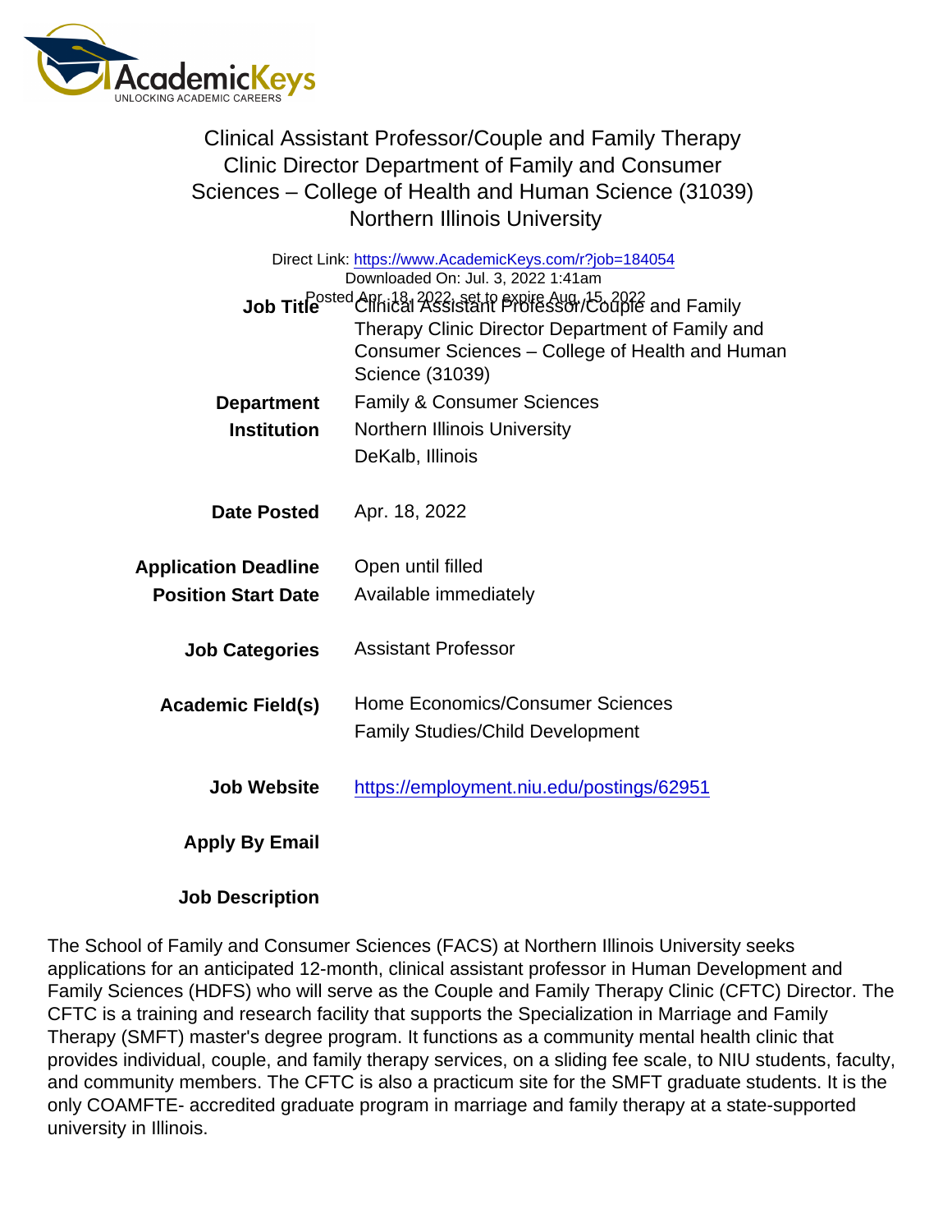# Clinical Assistant Professor/Couple and Family Therapy Clinic Director Department of Family and Consumer Sciences – College of Health and Human Science (31039)

## Northern Illinois University

Direct Link: https://www.AcademicKeys.com/r?job=184054
Downloaded On: Jul. 3, 2022 1:41am
Posted Apr. 18, 2022, set to expire Aug. 15, 2022

| | |
|---|---|
| **Job Title** | Clinical Assistant Professor/Couple and Family Therapy Clinic Director Department of Family and Consumer Sciences – College of Health and Human Science (31039) |
| **Department** | Family & Consumer Sciences |
| **Institution** | Northern Illinois University<br>DeKalb, Illinois |
| **Date Posted** | Apr. 18, 2022 |
| **Application Deadline** | Open until filled |
| **Position Start Date** | Available immediately |
| **Job Categories** | Assistant Professor |
| **Academic Field(s)** | Home Economics/Consumer Sciences<br>Family Studies/Child Development |
| **Job Website** | https://employment.niu.edu/postings/62951 |
| **Apply By Email** | |

**Job Description**

The School of Family and Consumer Sciences (FACS) at Northern Illinois University seeks applications for an anticipated 12-month, clinical assistant professor in Human Development and Family Sciences (HDFS) who will serve as the Couple and Family Therapy Clinic (CFTC) Director. The CFTC is a training and research facility that supports the Specialization in Marriage and Family Therapy (SMFT) master's degree program. It functions as a community mental health clinic that provides individual, couple, and family therapy services, on a sliding fee scale, to NIU students, faculty, and community members. The CFTC is also a practicum site for the SMFT graduate students. It is the only COAMFTE- accredited graduate program in marriage and family therapy at a state-supported university in Illinois.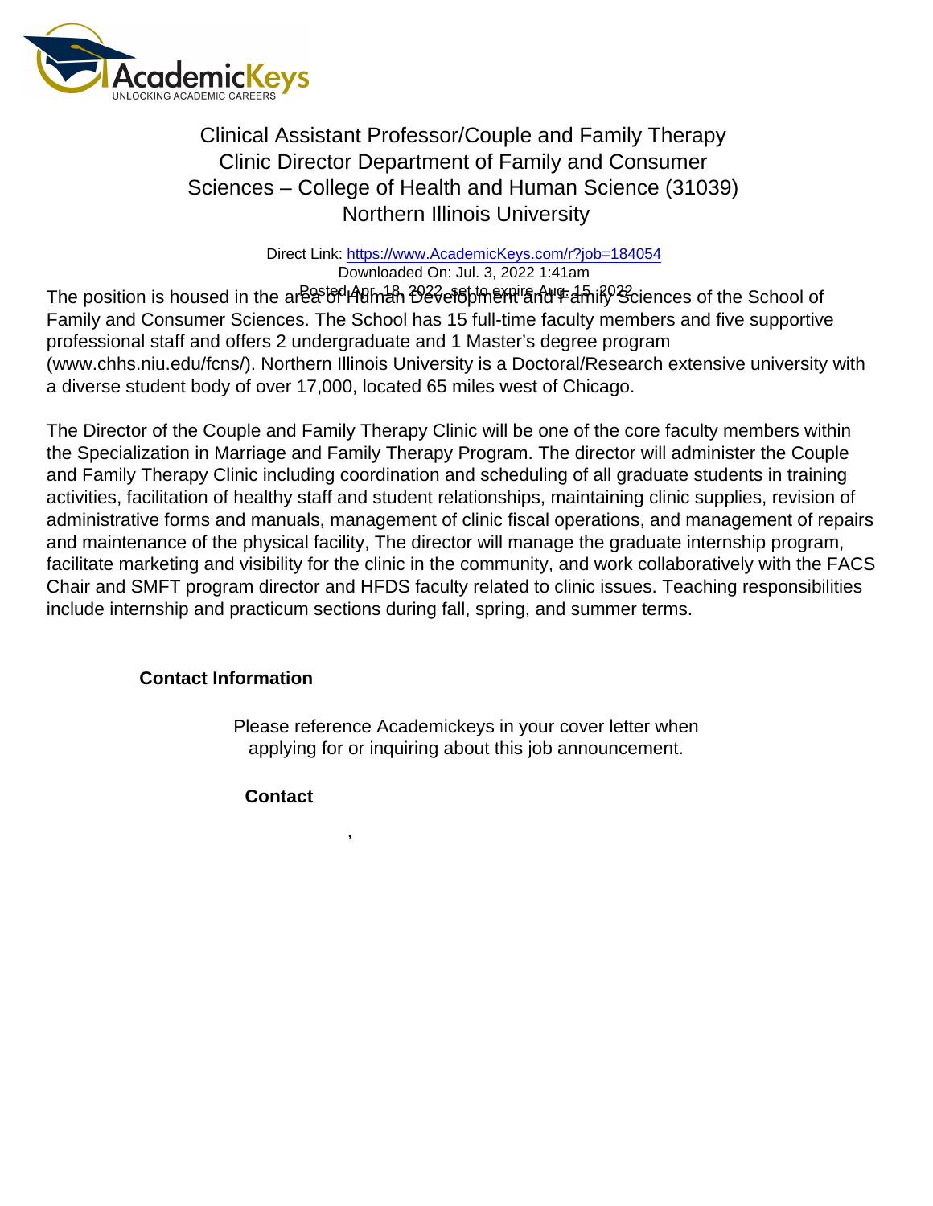# Clinical Assistant Professor/Couple and Family Therapy Clinic Director Department of Family and Consumer Sciences – College of Health and Human Science (31039)

## Northern Illinois University

Direct Link: https://www.AcademicKeys.com/r?job=184054
Downloaded On: Jul. 3, 2022 1:41am
Posted Apr. 18, 2022, set to expire Aug. 15, 2022

The position is housed in the area of Human Development and Family Sciences of the School of Family and Consumer Sciences. The School has 15 full-time faculty members and five supportive professional staff and offers 2 undergraduate and 1 Master's degree program (www.chhs.niu.edu/fcns/). Northern Illinois University is a Doctoral/Research extensive university with a diverse student body of over 17,000, located 65 miles west of Chicago.

The Director of the Couple and Family Therapy Clinic will be one of the core faculty members within the Specialization in Marriage and Family Therapy Program. The director will administer the Couple and Family Therapy Clinic including coordination and scheduling of all graduate students in training activities, facilitation of healthy staff and student relationships, maintaining clinic supplies, revision of administrative forms and manuals, management of clinic fiscal operations, and management of repairs and maintenance of the physical facility, The director will manage the graduate internship program, facilitate marketing and visibility for the clinic in the community, and work collaboratively with the FACS Chair and SMFT program director and HFDS faculty related to clinic issues. Teaching responsibilities include internship and practicum sections during fall, spring, and summer terms.

### Contact Information

Please reference Academickeys in your cover letter when applying for or inquiring about this job announcement.

**Contact**

,